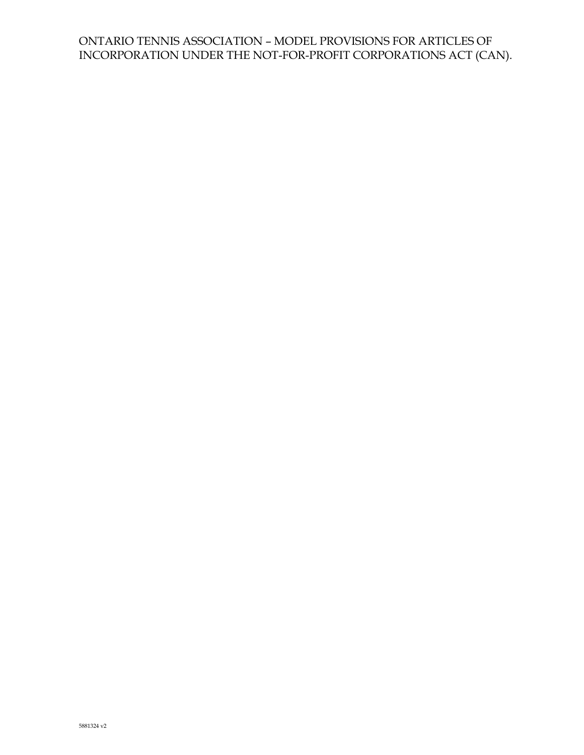# ONTARIO TENNIS ASSOCIATION – MODEL PROVISIONS FOR ARTICLES OF INCORPORATION UNDER THE NOT-FOR-PROFIT CORPORATIONS ACT (CAN).

5881324 v2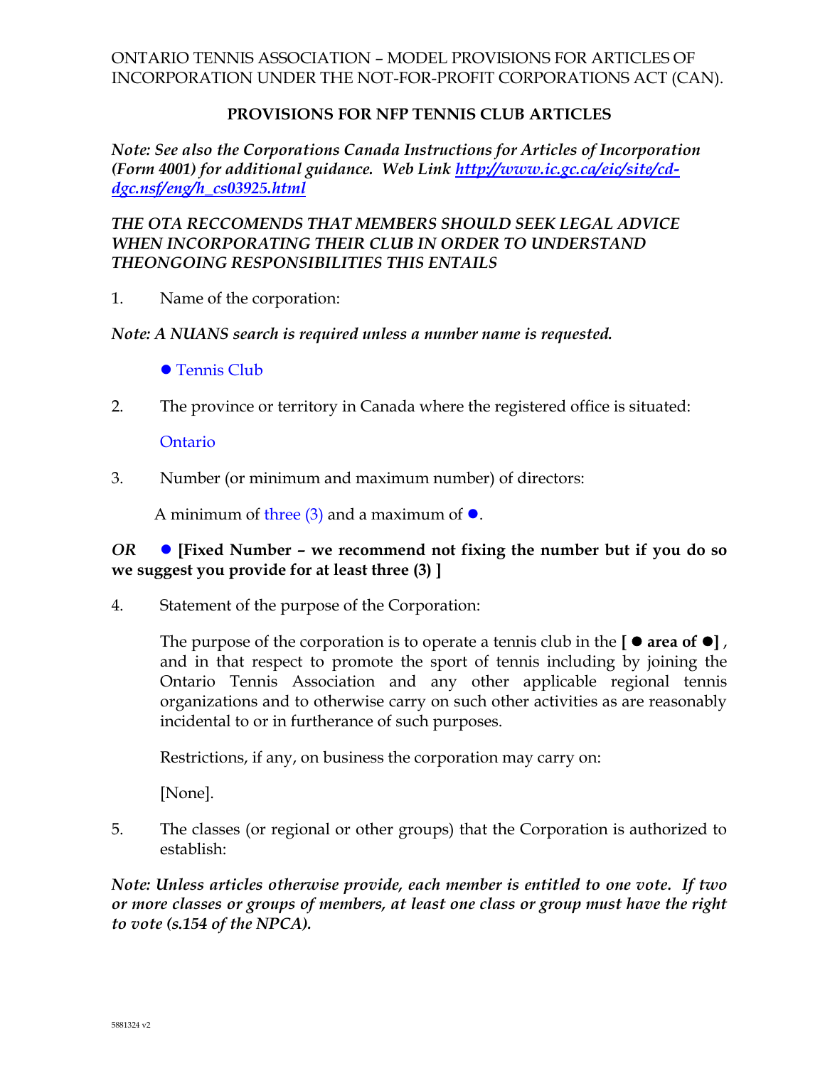ONTARIO TENNIS ASSOCIATION – MODEL PROVISIONS FOR ARTICLES OF INCORPORATION UNDER THE NOT-FOR-PROFIT CORPORATIONS ACT (CAN).

## PROVISIONS FOR NFP TENNIS CLUB ARTICLES

***Note: See also the Corporations Canada Instructions for Articles of Incorporation (Form 4001) for additional guidance. Web Link [http://www.ic.gc.ca/eic/site/cd-dgc.nsf/eng/h_cs03925.html](http://www.ic.gc.ca/eic/site/cd-dgc.nsf/eng/h_cs03925.html)***

***THE OTA RECCOMENDS THAT MEMBERS SHOULD SEEK LEGAL ADVICE WHEN INCORPORATING THEIR CLUB IN ORDER TO UNDERSTAND THEONGOING RESPONSIBILITIES THIS ENTAILS***

1. Name of the corporation:

***Note: A NUANS search is required unless a number name is requested.***

● Tennis Club

2. The province or territory in Canada where the registered office is situated:

Ontario

3. Number (or minimum and maximum number) of directors:

A minimum of three (3) and a maximum of ●.

*OR* ● **[Fixed Number – we recommend not fixing the number but if you do so we suggest you provide for at least three (3) ]**

4. Statement of the purpose of the Corporation:

The purpose of the corporation is to operate a tennis club in the **[ ● area of ●]** , and in that respect to promote the sport of tennis including by joining the Ontario Tennis Association and any other applicable regional tennis organizations and to otherwise carry on such other activities as are reasonably incidental to or in furtherance of such purposes.

Restrictions, if any, on business the corporation may carry on:

[None].

5. The classes (or regional or other groups) that the Corporation is authorized to establish:

***Note: Unless articles otherwise provide, each member is entitled to one vote. If two or more classes or groups of members, at least one class or group must have the right to vote (s.154 of the NPCA).***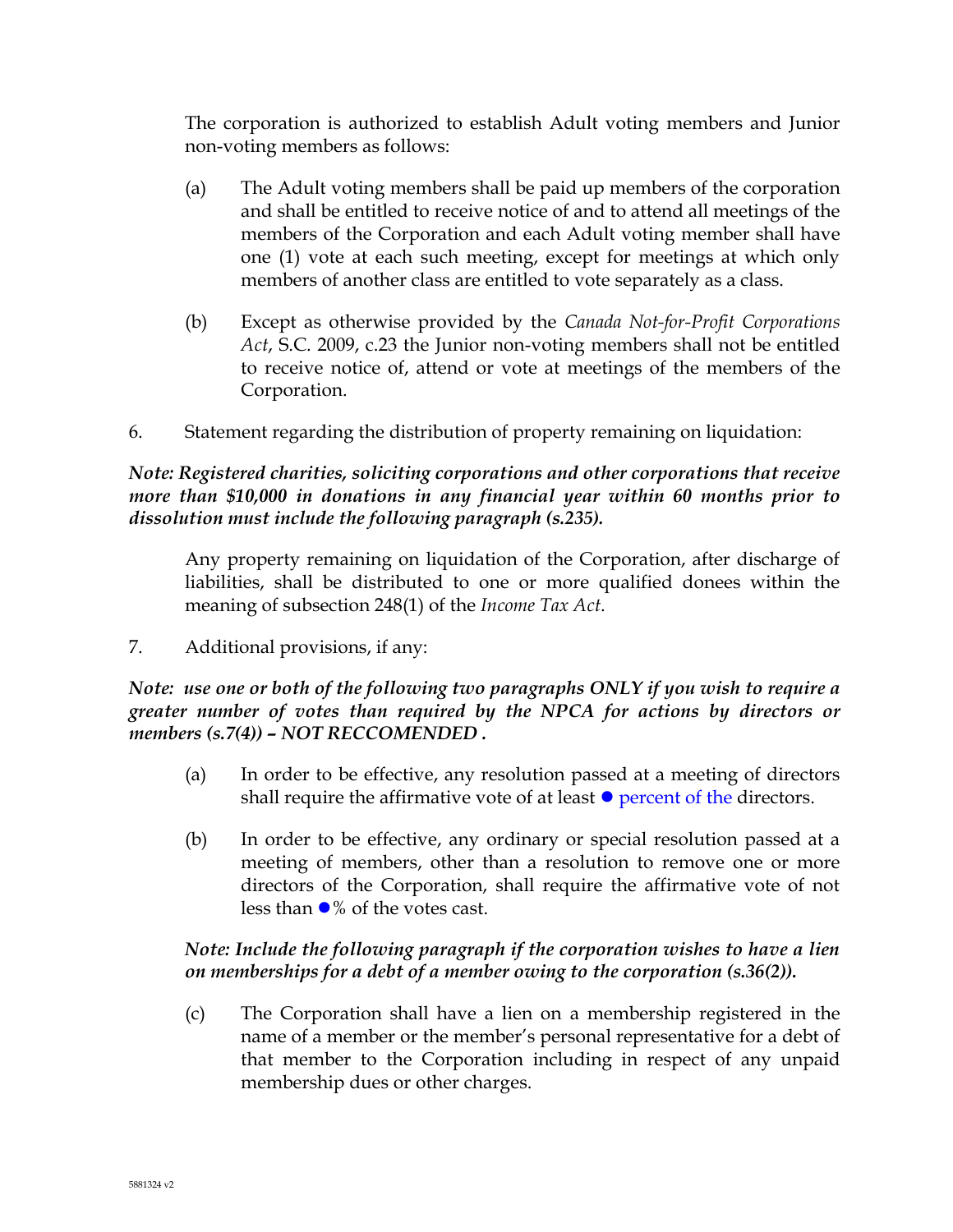The corporation is authorized to establish Adult voting members and Junior non-voting members as follows:

(a) The Adult voting members shall be paid up members of the corporation and shall be entitled to receive notice of and to attend all meetings of the members of the Corporation and each Adult voting member shall have one (1) vote at each such meeting, except for meetings at which only members of another class are entitled to vote separately as a class.

(b) Except as otherwise provided by the *Canada Not-for-Profit Corporations Act*, S.C. 2009, c.23 the Junior non-voting members shall not be entitled to receive notice of, attend or vote at meetings of the members of the Corporation.

6. Statement regarding the distribution of property remaining on liquidation:

***Note: Registered charities, soliciting corporations and other corporations that receive more than $10,000 in donations in any financial year within 60 months prior to dissolution must include the following paragraph (s.235).***

Any property remaining on liquidation of the Corporation, after discharge of liabilities, shall be distributed to one or more qualified donees within the meaning of subsection 248(1) of the *Income Tax Act*.

7. Additional provisions, if any:

***Note: use one or both of the following two paragraphs ONLY if you wish to require a greater number of votes than required by the NPCA for actions by directors or members (s.7(4)) – NOT RECCOMENDED .***

(a) In order to be effective, any resolution passed at a meeting of directors shall require the affirmative vote of at least ● percent of the directors.

(b) In order to be effective, any ordinary or special resolution passed at a meeting of members, other than a resolution to remove one or more directors of the Corporation, shall require the affirmative vote of not less than ●% of the votes cast.

***Note: Include the following paragraph if the corporation wishes to have a lien on memberships for a debt of a member owing to the corporation (s.36(2)).***

(c) The Corporation shall have a lien on a membership registered in the name of a member or the member's personal representative for a debt of that member to the Corporation including in respect of any unpaid membership dues or other charges.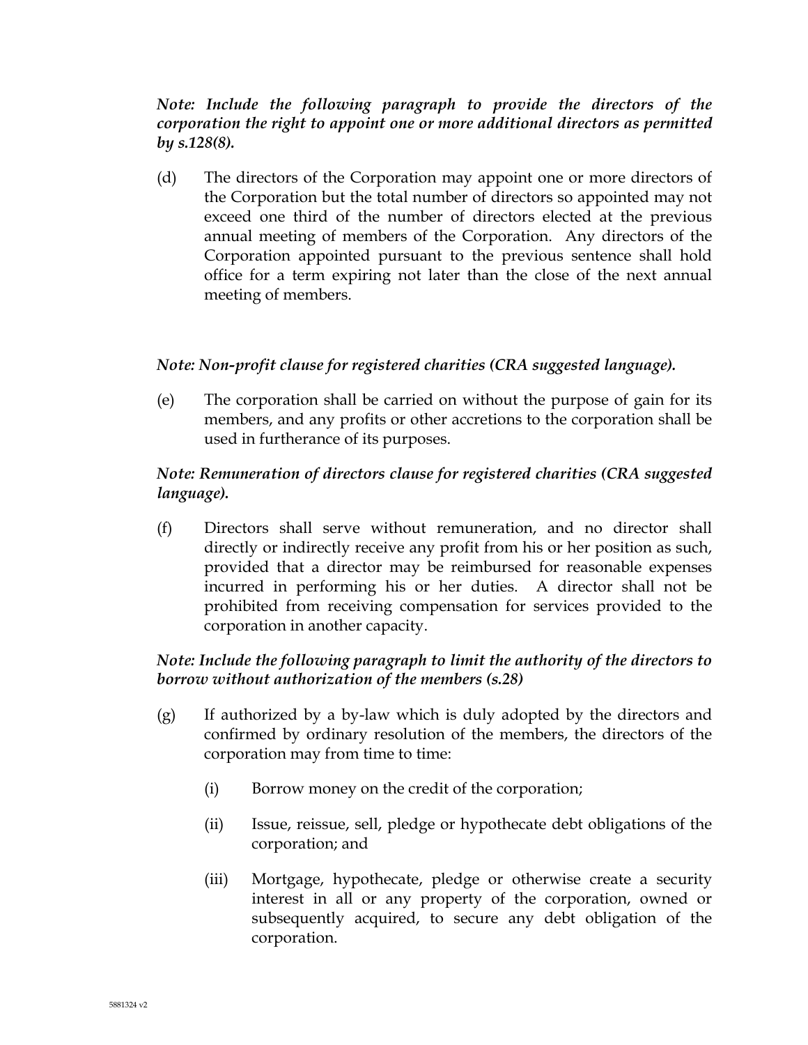***Note: Include the following paragraph to provide the directors of the corporation the right to appoint one or more additional directors as permitted by s.128(8).***

(d) The directors of the Corporation may appoint one or more directors of the Corporation but the total number of directors so appointed may not exceed one third of the number of directors elected at the previous annual meeting of members of the Corporation. Any directors of the Corporation appointed pursuant to the previous sentence shall hold office for a term expiring not later than the close of the next annual meeting of members.

***Note: Non-profit clause for registered charities (CRA suggested language).***

(e) The corporation shall be carried on without the purpose of gain for its members, and any profits or other accretions to the corporation shall be used in furtherance of its purposes.

***Note: Remuneration of directors clause for registered charities (CRA suggested language).***

(f) Directors shall serve without remuneration, and no director shall directly or indirectly receive any profit from his or her position as such, provided that a director may be reimbursed for reasonable expenses incurred in performing his or her duties. A director shall not be prohibited from receiving compensation for services provided to the corporation in another capacity.

***Note: Include the following paragraph to limit the authority of the directors to borrow without authorization of the members (s.28)***

(g) If authorized by a by-law which is duly adopted by the directors and confirmed by ordinary resolution of the members, the directors of the corporation may from time to time:

   (i) Borrow money on the credit of the corporation;

   (ii) Issue, reissue, sell, pledge or hypothecate debt obligations of the corporation; and

   (iii) Mortgage, hypothecate, pledge or otherwise create a security interest in all or any property of the corporation, owned or subsequently acquired, to secure any debt obligation of the corporation.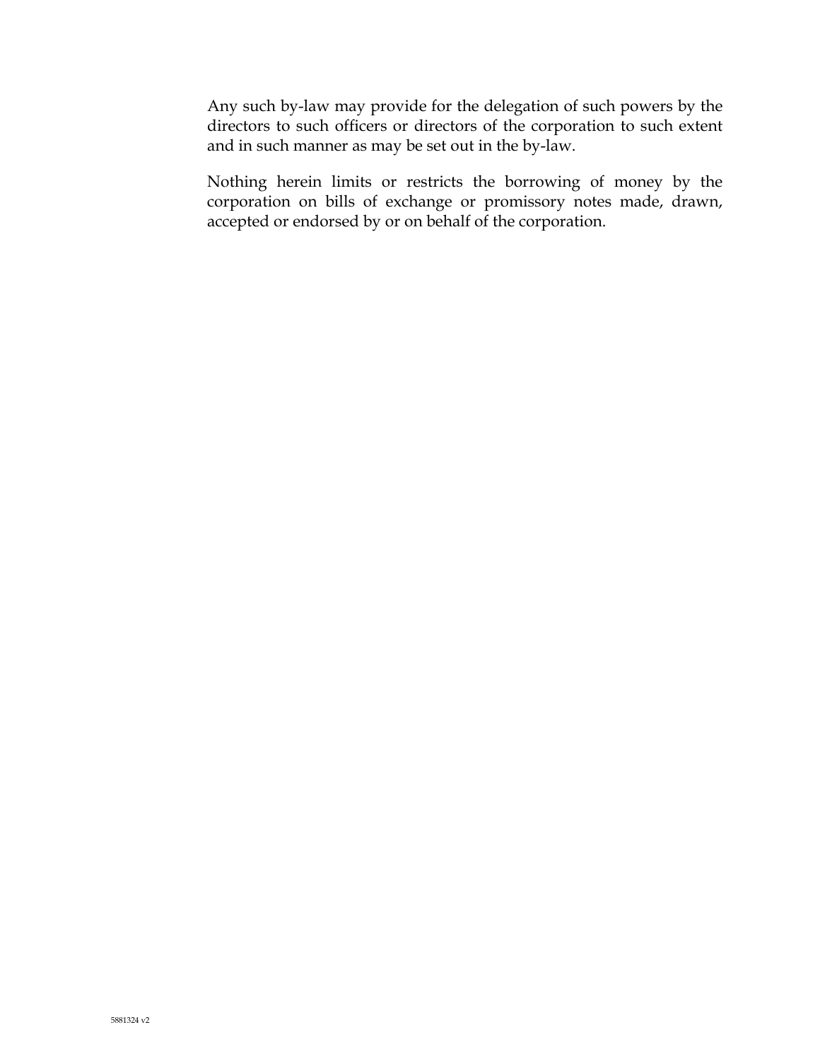Any such by-law may provide for the delegation of such powers by the directors to such officers or directors of the corporation to such extent and in such manner as may be set out in the by-law.

Nothing herein limits or restricts the borrowing of money by the corporation on bills of exchange or promissory notes made, drawn, accepted or endorsed by or on behalf of the corporation.